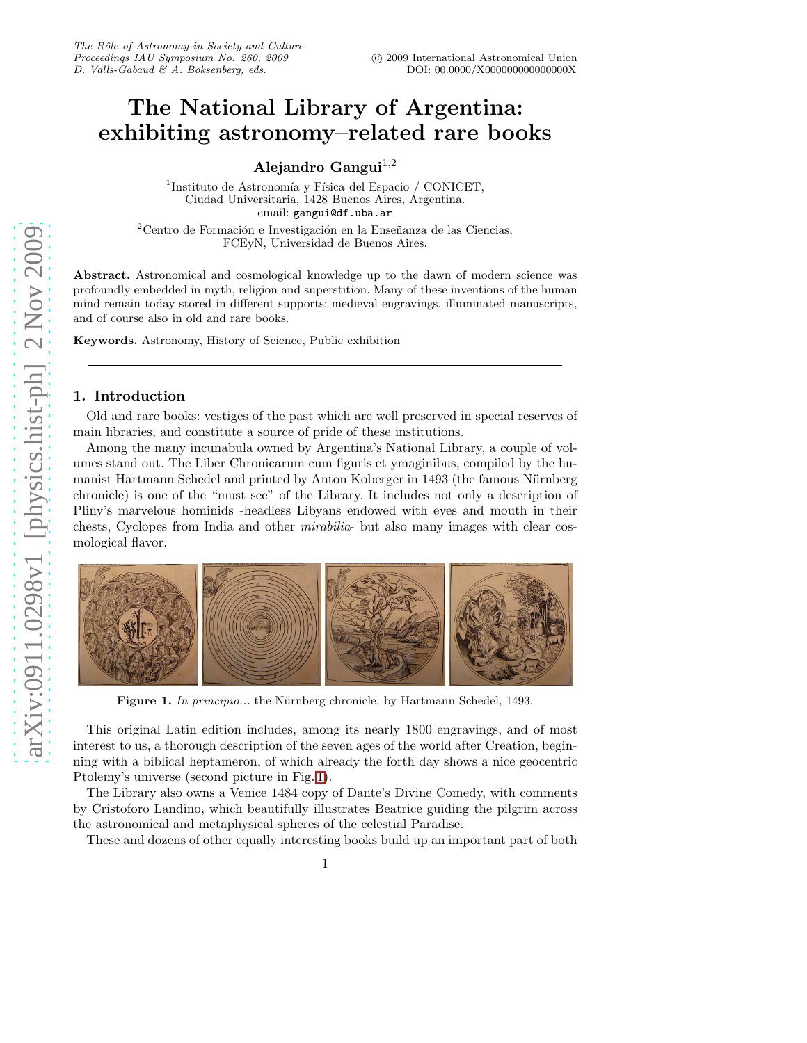# The National Library of Argentina: exhibiting astronomy–related rare books

**Alejandro Gangui**[1,2]

[1]Instituto de Astronomía y Física del Espacio / CONICET, Ciudad Universitaria, 1428 Buenos Aires, Argentina. email: gangui@df.uba.ar

[2]Centro de Formación e Investigación en la Enseñanza de las Ciencias, FCEyN, Universidad de Buenos Aires.

**Abstract.** Astronomical and cosmological knowledge up to the dawn of modern science was profoundly embedded in myth, religion and superstition. Many of these inventions of the human mind remain today stored in different supports: medieval engravings, illuminated manuscripts, and of course also in old and rare books.

**Keywords.** Astronomy, History of Science, Public exhibition

## 1. Introduction

Old and rare books: vestiges of the past which are well preserved in special reserves of main libraries, and constitute a source of pride of these institutions.

Among the many incunabula owned by Argentina's National Library, a couple of volumes stand out. The Liber Chronicarum cum figuris et ymaginibus, compiled by the humanist Hartmann Schedel and printed by Anton Koberger in 1493 (the famous Nürnberg chronicle) is one of the "must see" of the Library. It includes not only a description of Pliny's marvelous hominids -headless Libyans endowed with eyes and mouth in their chests, Cyclopes from India and other *mirabilia*- but also many images with clear cosmological flavor.

**Figure 1.** *In principio...* the Nürnberg chronicle, by Hartmann Schedel, 1493.

This original Latin edition includes, among its nearly 1800 engravings, and of most interest to us, a thorough description of the seven ages of the world after Creation, beginning with a biblical heptameron, of which already the forth day shows a nice geocentric Ptolemy's universe (second picture in Fig. 1).

The Library also owns a Venice 1484 copy of Dante's Divine Comedy, with comments by Cristoforo Landino, which beautifully illustrates Beatrice guiding the pilgrim across the astronomical and metaphysical spheres of the celestial Paradise.

These and dozens of other equally interesting books build up an important part of both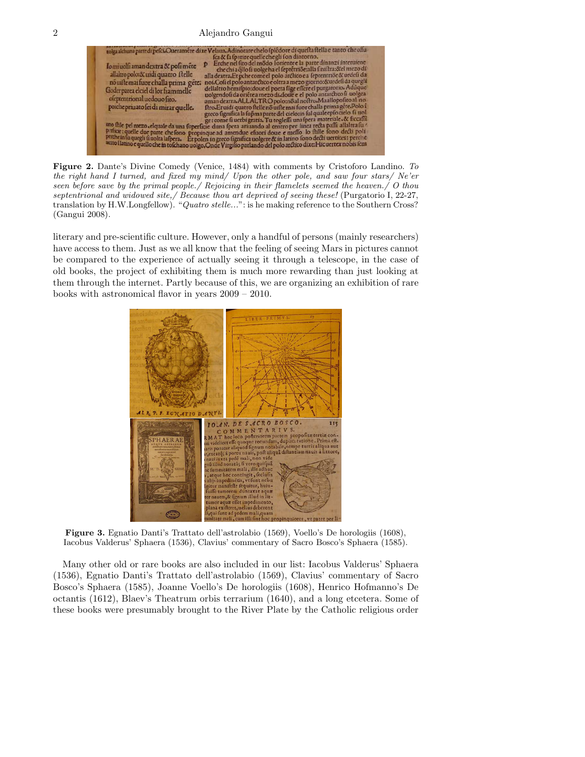**Figure 2.** Dante's Divine Comedy (Venice, 1484) with comments by Cristoforo Landino. *To the right hand I turned, and fixed my mind/ Upon the other pole, and saw four stars/ Ne'er seen before save by the primal people./ Rejoicing in their flamelets seemed the heaven./ O thou septentrional and widowed site,/ Because thou art deprived of seeing these!* (Purgatorio I, 22-27, translation by H.W.Longfellow). "*Quatro stelle...*": is he making reference to the Southern Cross? (Gangui 2008).

literary and pre-scientific culture. However, only a handful of persons (mainly researchers) have access to them. Just as we all know that the feeling of seeing Mars in pictures cannot be compared to the experience of actually seeing it through a telescope, in the case of old books, the project of exhibiting them is much more rewarding than just looking at them through the internet. Partly because of this, we are organizing an exhibition of rare books with astronomical flavor in years 2009 – 2010.

**Figure 3.** Egnatio Danti's Trattato dell'astrolabio (1569), Voello's De horologiis (1608), Iacobus Valderus' Sphaera (1536), Clavius' commentary of Sacro Bosco's Sphaera (1585).

Many other old or rare books are also included in our list: Iacobus Valderus' Sphaera (1536), Egnatio Danti's Trattato dell'astrolabio (1569), Clavius' commentary of Sacro Bosco's Sphaera (1585), Joanne Voello's De horologiis (1608), Henrico Hofmanno's De octantis (1612), Blaev's Theatrum orbis terrarium (1640), and a long etcetera. Some of these books were presumably brought to the River Plate by the Catholic religious order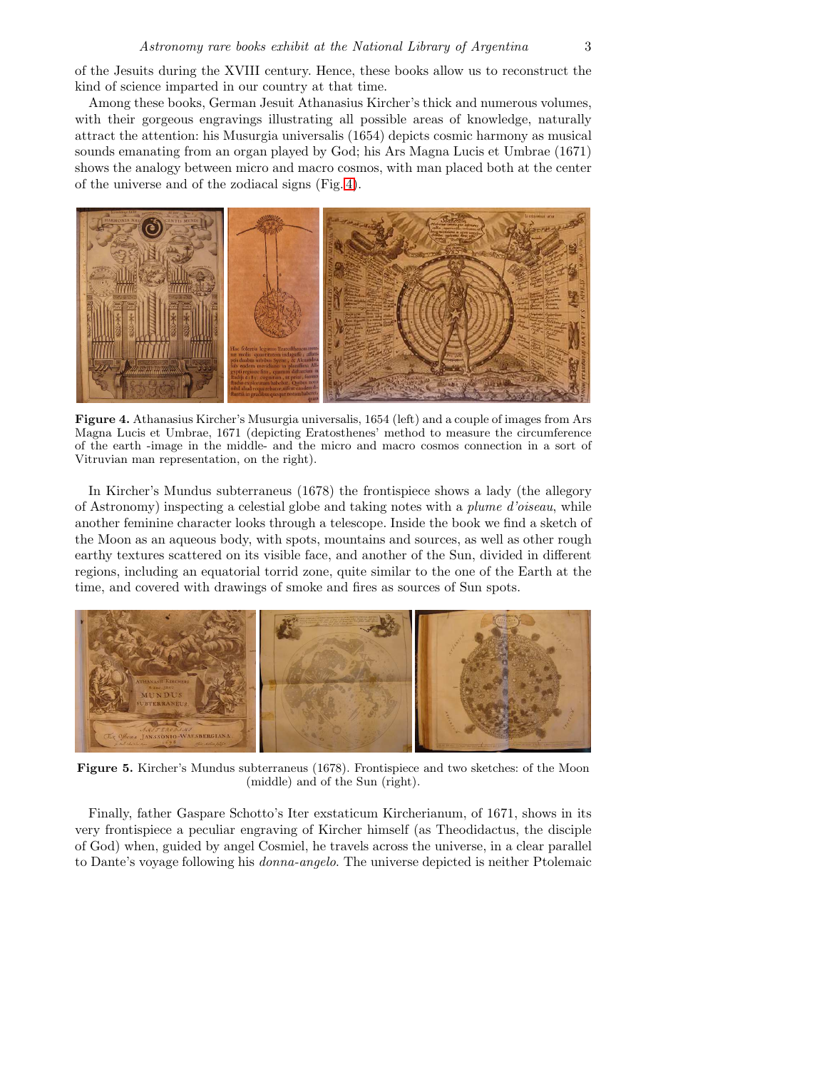of the Jesuits during the XVIII century. Hence, these books allow us to reconstruct the kind of science imparted in our country at that time.

Among these books, German Jesuit Athanasius Kircher's thick and numerous volumes, with their gorgeous engravings illustrating all possible areas of knowledge, naturally attract the attention: his Musurgia universalis (1654) depicts cosmic harmony as musical sounds emanating from an organ played by God; his Ars Magna Lucis et Umbrae (1671) shows the analogy between micro and macro cosmos, with man placed both at the center of the universe and of the zodiacal signs (Fig. 4).

**Figure 4.** Athanasius Kircher's Musurgia universalis, 1654 (left) and a couple of images from Ars Magna Lucis et Umbrae, 1671 (depicting Eratosthenes' method to measure the circumference of the earth -image in the middle- and the micro and macro cosmos connection in a sort of Vitruvian man representation, on the right).

In Kircher's Mundus subterraneus (1678) the frontispiece shows a lady (the allegory of Astronomy) inspecting a celestial globe and taking notes with a *plume d'oiseau*, while another feminine character looks through a telescope. Inside the book we find a sketch of the Moon as an aqueous body, with spots, mountains and sources, as well as other rough earthy textures scattered on its visible face, and another of the Sun, divided in different regions, including an equatorial torrid zone, quite similar to the one of the Earth at the time, and covered with drawings of smoke and fires as sources of Sun spots.

**Figure 5.** Kircher's Mundus subterraneus (1678). Frontispiece and two sketches: of the Moon (middle) and of the Sun (right).

Finally, father Gaspare Schotto's Iter exstaticum Kircherianum, of 1671, shows in its very frontispiece a peculiar engraving of Kircher himself (as Theodidactus, the disciple of God) when, guided by angel Cosmiel, he travels across the universe, in a clear parallel to Dante's voyage following his *donna-angelo*. The universe depicted is neither Ptolemaic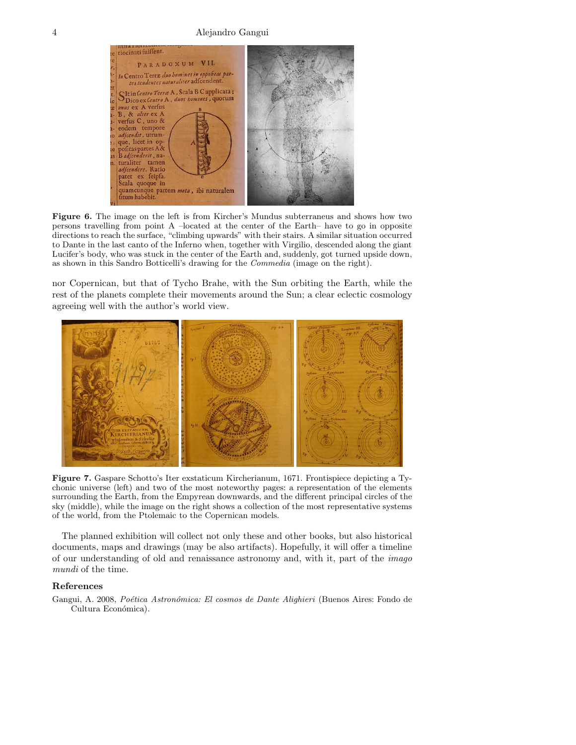**Figure 6.** The image on the left is from Kircher's Mundus subterraneus and shows how two persons travelling from point A –located at the center of the Earth– have to go in opposite directions to reach the surface, "climbing upwards" with their stairs. A similar situation occurred to Dante in the last canto of the Inferno when, together with Virgilio, descended along the giant Lucifer's body, who was stuck in the center of the Earth and, suddenly, got turned upside down, as shown in this Sandro Botticelli's drawing for the *Commedia* (image on the right).

nor Copernican, but that of Tycho Brahe, with the Sun orbiting the Earth, while the rest of the planets complete their movements around the Sun; a clear eclectic cosmology agreeing well with the author's world view.

**Figure 7.** Gaspare Schotto's Iter exstaticum Kircherianum, 1671. Frontispiece depicting a Tychonic universe (left) and two of the most noteworthy pages: a representation of the elements surrounding the Earth, from the Empyrean downwards, and the different principal circles of the sky (middle), while the image on the right shows a collection of the most representative systems of the world, from the Ptolemaic to the Copernican models.

The planned exhibition will collect not only these and other books, but also historical documents, maps and drawings (may be also artifacts). Hopefully, it will offer a timeline of our understanding of old and renaissance astronomy and, with it, part of the *imago mundi* of the time.

### References

Gangui, A. 2008, *Poética Astronómica: El cosmos de Dante Alighieri* (Buenos Aires: Fondo de Cultura Económica).